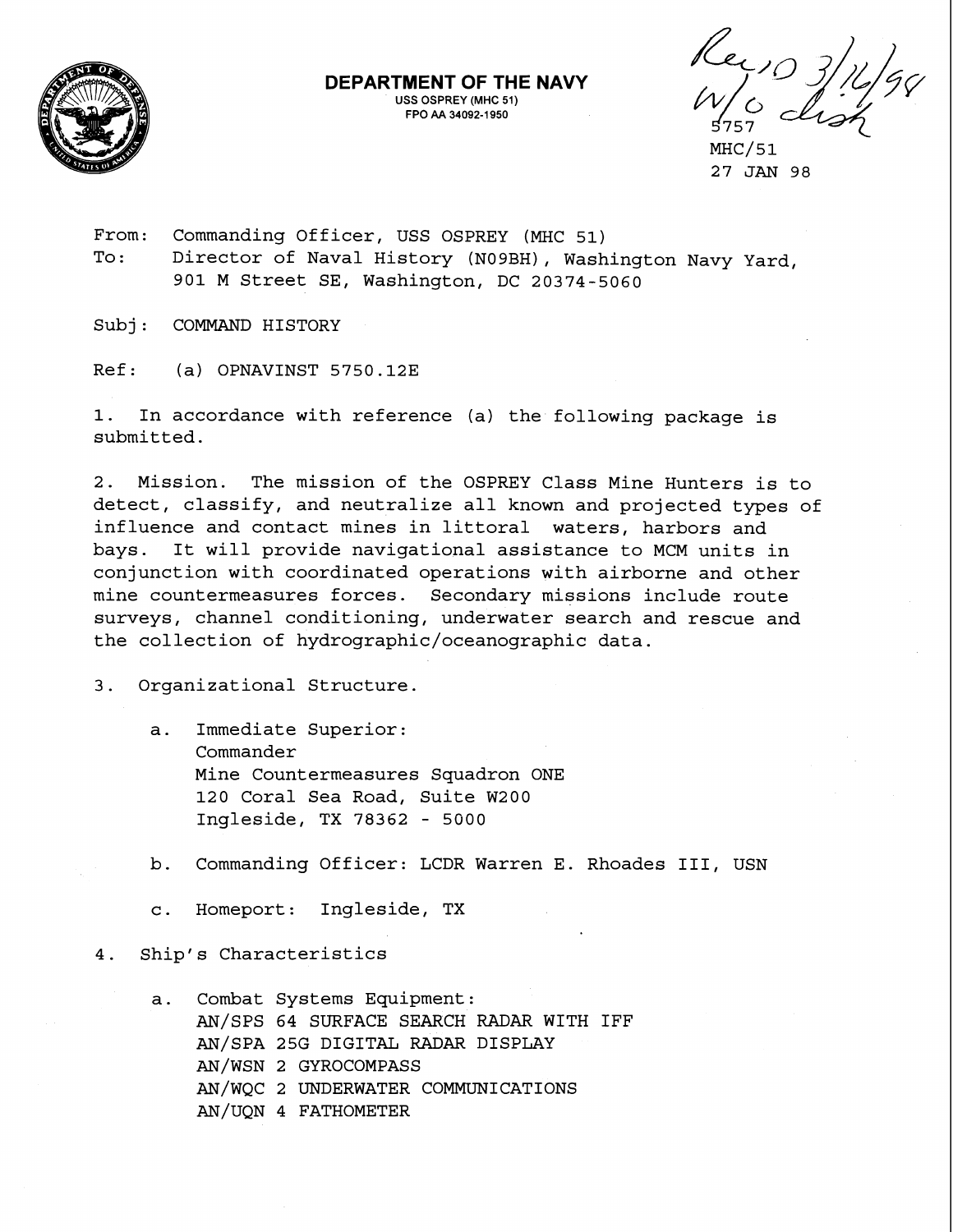**DEPARTMENT OF THE NAVY**
USS OSPREY (MHC 51)
FPO AA 34092-1950

Rec'd 3/16/98
W/O disk

5757
MHC/51
27 JAN 98

From: Commanding Officer, USS OSPREY (MHC 51)
To: Director of Naval History (N09BH), Washington Navy Yard, 901 M Street SE, Washington, DC 20374-5060

Subj: COMMAND HISTORY

Ref: (a) OPNAVINST 5750.12E

1. In accordance with reference (a) the following package is submitted.

2. Mission. The mission of the OSPREY Class Mine Hunters is to detect, classify, and neutralize all known and projected types of influence and contact mines in littoral waters, harbors and bays. It will provide navigational assistance to MCM units in conjunction with coordinated operations with airborne and other mine countermeasures forces. Secondary missions include route surveys, channel conditioning, underwater search and rescue and the collection of hydrographic/oceanographic data.

3. Organizational Structure.

   a. Immediate Superior:
      Commander
      Mine Countermeasures Squadron ONE
      120 Coral Sea Road, Suite W200
      Ingleside, TX 78362 - 5000

   b. Commanding Officer: LCDR Warren E. Rhoades III, USN

   c. Homeport: Ingleside, TX

4. Ship's Characteristics

   a. Combat Systems Equipment:
      AN/SPS 64 SURFACE SEARCH RADAR WITH IFF
      AN/SPA 25G DIGITAL RADAR DISPLAY
      AN/WSN 2 GYROCOMPASS
      AN/WQC 2 UNDERWATER COMMUNICATIONS
      AN/UQN 4 FATHOMETER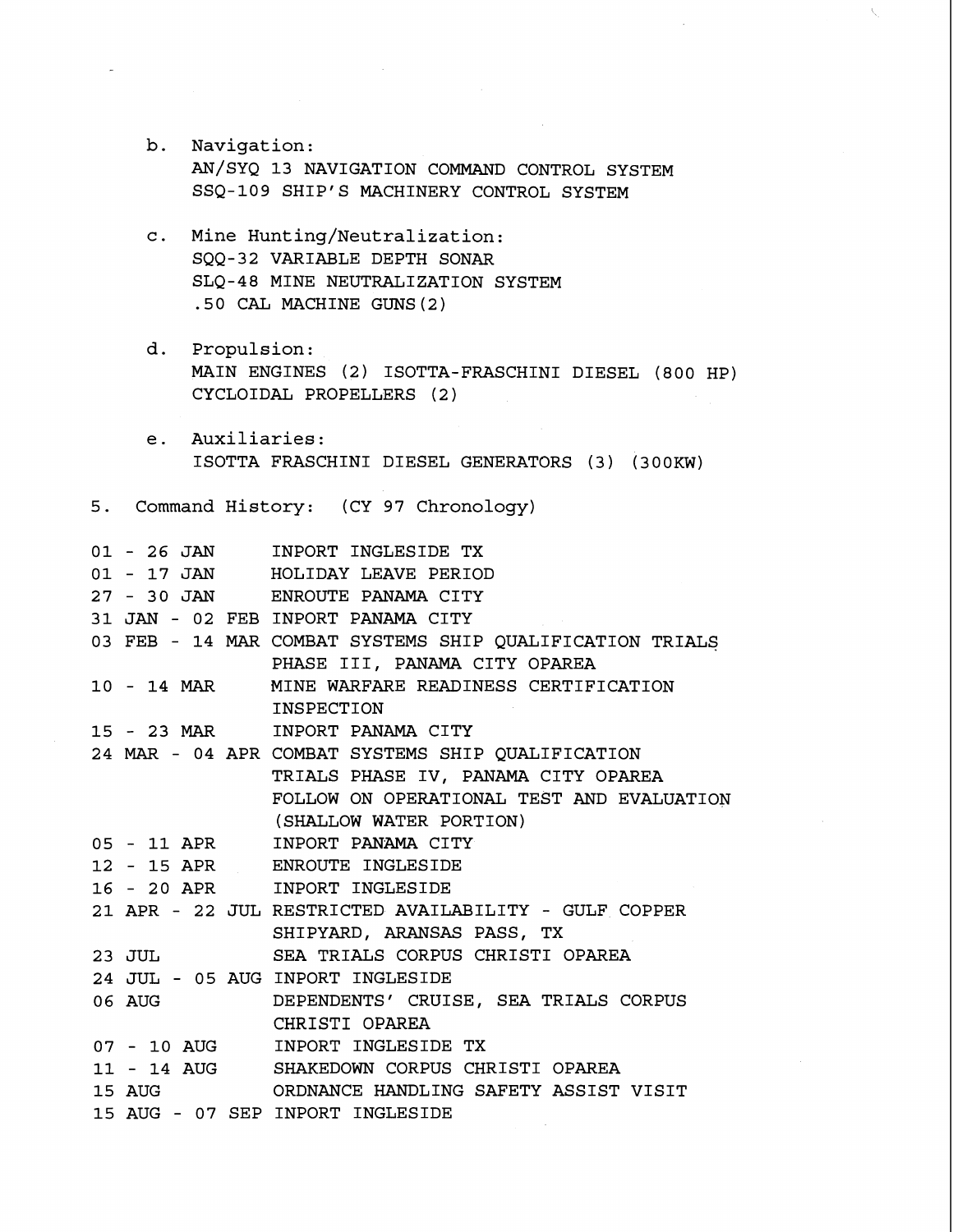b. Navigation:
   AN/SYQ 13 NAVIGATION COMMAND CONTROL SYSTEM
   SSQ-109 SHIP'S MACHINERY CONTROL SYSTEM

c. Mine Hunting/Neutralization:
   SQQ-32 VARIABLE DEPTH SONAR
   SLQ-48 MINE NEUTRALIZATION SYSTEM
   .50 CAL MACHINE GUNS(2)

d. Propulsion:
   MAIN ENGINES (2) ISOTTA-FRASCHINI DIESEL (800 HP)
   CYCLOIDAL PROPELLERS (2)

e. Auxiliaries:
   ISOTTA FRASCHINI DIESEL GENERATORS (3) (300KW)

5. Command History: (CY 97 Chronology)

| | |
|---|---|
| 01 - 26 JAN | INPORT INGLESIDE TX |
| 01 - 17 JAN | HOLIDAY LEAVE PERIOD |
| 27 - 30 JAN | ENROUTE PANAMA CITY |
| 31 JAN - 02 FEB | INPORT PANAMA CITY |
| 03 FEB - 14 MAR | COMBAT SYSTEMS SHIP QUALIFICATION TRIALS PHASE III, PANAMA CITY OPAREA |
| 10 - 14 MAR | MINE WARFARE READINESS CERTIFICATION INSPECTION |
| 15 - 23 MAR | INPORT PANAMA CITY |
| 24 MAR - 04 APR | COMBAT SYSTEMS SHIP QUALIFICATION TRIALS PHASE IV, PANAMA CITY OPAREA FOLLOW ON OPERATIONAL TEST AND EVALUATION (SHALLOW WATER PORTION) |
| 05 - 11 APR | INPORT PANAMA CITY |
| 12 - 15 APR | ENROUTE INGLESIDE |
| 16 - 20 APR | INPORT INGLESIDE |
| 21 APR - 22 JUL | RESTRICTED AVAILABILITY - GULF COPPER SHIPYARD, ARANSAS PASS, TX |
| 23 JUL | SEA TRIALS CORPUS CHRISTI OPAREA |
| 24 JUL - 05 AUG | INPORT INGLESIDE |
| 06 AUG | DEPENDENTS' CRUISE, SEA TRIALS CORPUS CHRISTI OPAREA |
| 07 - 10 AUG | INPORT INGLESIDE TX |
| 11 - 14 AUG | SHAKEDOWN CORPUS CHRISTI OPAREA |
| 15 AUG | ORDNANCE HANDLING SAFETY ASSIST VISIT |
| 15 AUG - 07 SEP | INPORT INGLESIDE |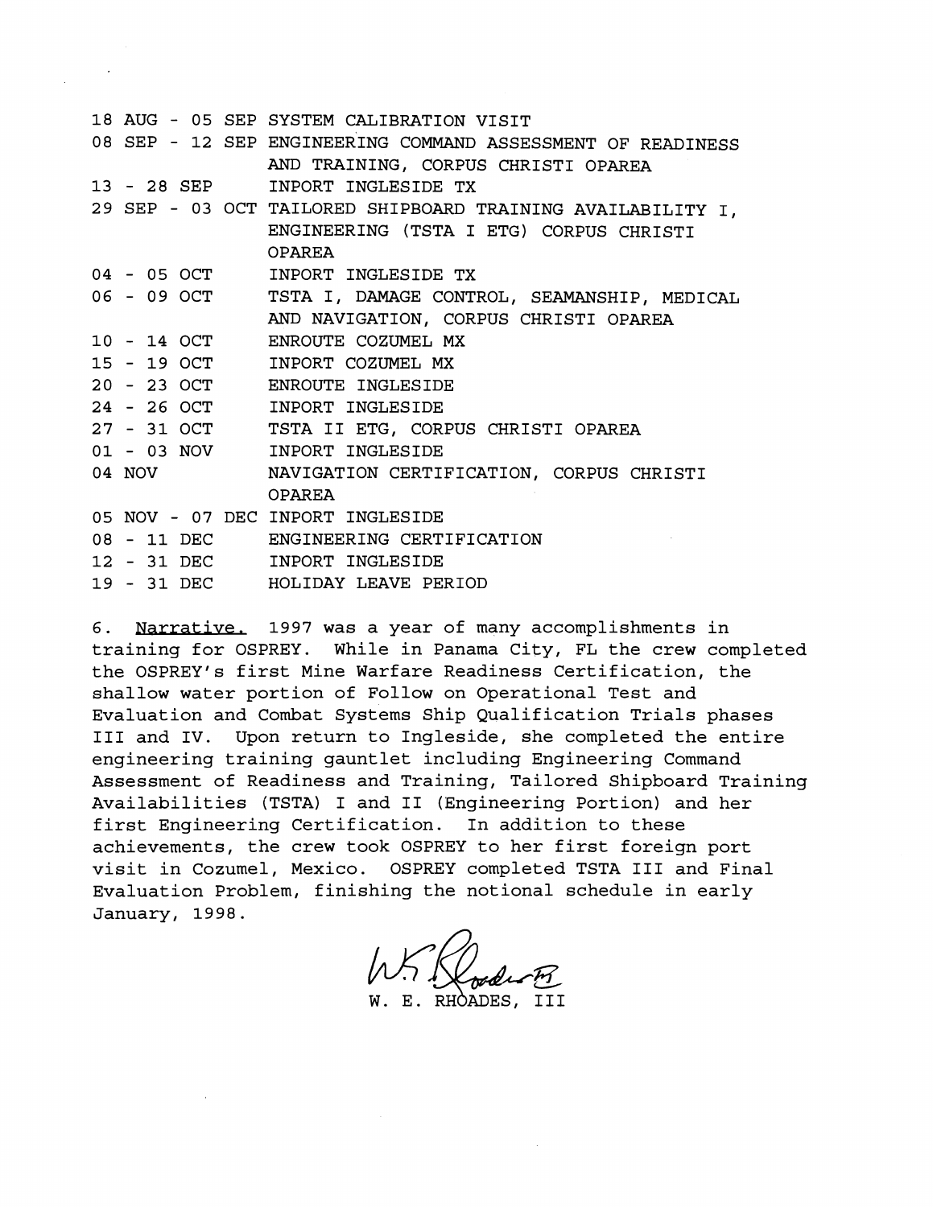| | |
|---|---|
| 18 AUG - 05 SEP | SYSTEM CALIBRATION VISIT |
| 08 SEP - 12 SEP | ENGINEERING COMMAND ASSESSMENT OF READINESS AND TRAINING, CORPUS CHRISTI OPAREA |
| 13 - 28 SEP | INPORT INGLESIDE TX |
| 29 SEP - 03 OCT | TAILORED SHIPBOARD TRAINING AVAILABILITY I, ENGINEERING (TSTA I ETG) CORPUS CHRISTI OPAREA |
| 04 - 05 OCT | INPORT INGLESIDE TX |
| 06 - 09 OCT | TSTA I, DAMAGE CONTROL, SEAMANSHIP, MEDICAL AND NAVIGATION, CORPUS CHRISTI OPAREA |
| 10 - 14 OCT | ENROUTE COZUMEL MX |
| 15 - 19 OCT | INPORT COZUMEL MX |
| 20 - 23 OCT | ENROUTE INGLESIDE |
| 24 - 26 OCT | INPORT INGLESIDE |
| 27 - 31 OCT | TSTA II ETG, CORPUS CHRISTI OPAREA |
| 01 - 03 NOV | INPORT INGLESIDE |
| 04 NOV | NAVIGATION CERTIFICATION, CORPUS CHRISTI OPAREA |
| 05 NOV - 07 DEC | INPORT INGLESIDE |
| 08 - 11 DEC | ENGINEERING CERTIFICATION |
| 12 - 31 DEC | INPORT INGLESIDE |
| 19 - 31 DEC | HOLIDAY LEAVE PERIOD |

6. Narrative. 1997 was a year of many accomplishments in training for OSPREY. While in Panama City, FL the crew completed the OSPREY's first Mine Warfare Readiness Certification, the shallow water portion of Follow on Operational Test and Evaluation and Combat Systems Ship Qualification Trials phases III and IV. Upon return to Ingleside, she completed the entire engineering training gauntlet including Engineering Command Assessment of Readiness and Training, Tailored Shipboard Training Availabilities (TSTA) I and II (Engineering Portion) and her first Engineering Certification. In addition to these achievements, the crew took OSPREY to her first foreign port visit in Cozumel, Mexico. OSPREY completed TSTA III and Final Evaluation Problem, finishing the notional schedule in early January, 1998.

W. E. RHOADES, III